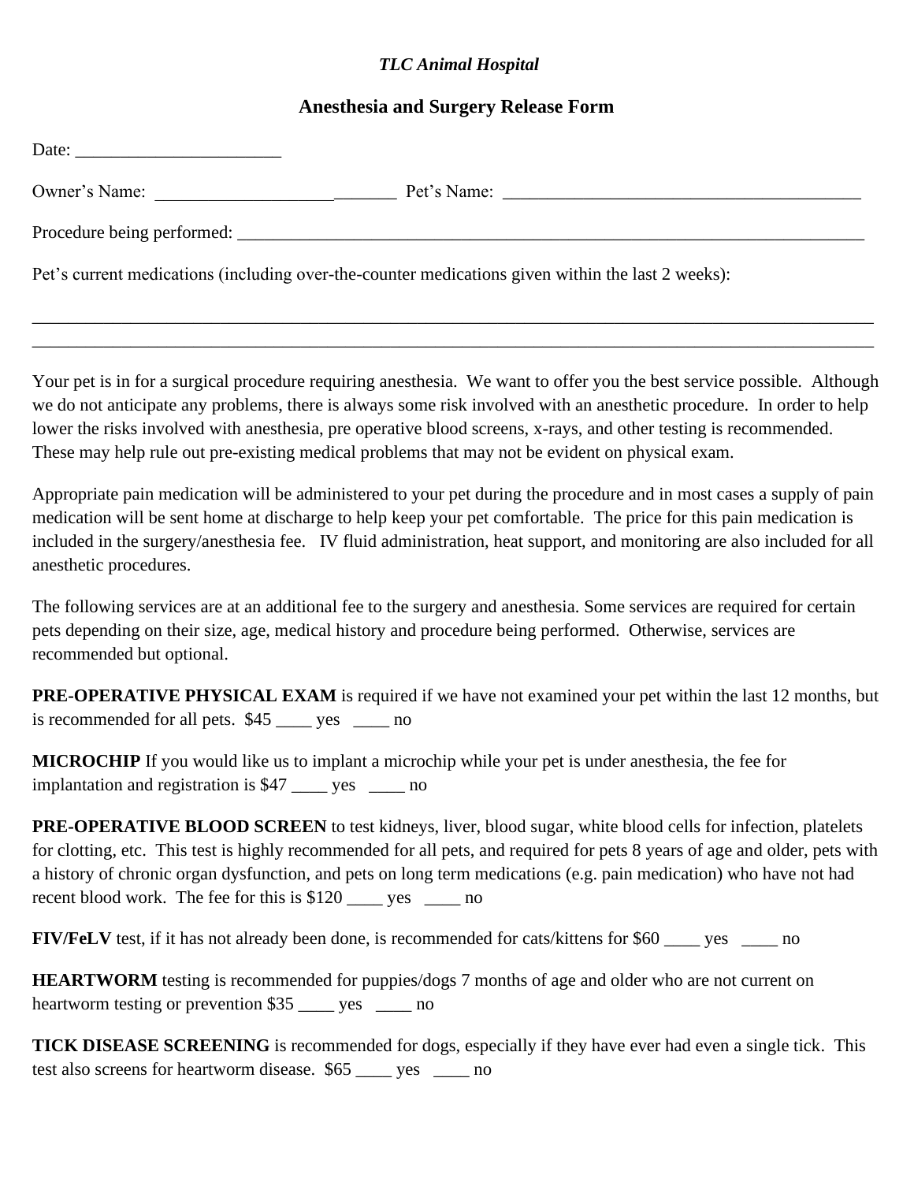*TLC Animal Hospital*

## Anesthesia and Surgery Release Form

Date: _______________________

Owner's Name: ___________________________ Pet's Name: _________________________________________

Procedure being performed: _________________________________________________________________________

Pet's current medications (including over-the-counter medications given within the last 2 weeks):

_______________________________________________________________________________________________

_______________________________________________________________________________________________

Your pet is in for a surgical procedure requiring anesthesia. We want to offer you the best service possible. Although we do not anticipate any problems, there is always some risk involved with an anesthetic procedure. In order to help lower the risks involved with anesthesia, pre operative blood screens, x-rays, and other testing is recommended. These may help rule out pre-existing medical problems that may not be evident on physical exam.

Appropriate pain medication will be administered to your pet during the procedure and in most cases a supply of pain medication will be sent home at discharge to help keep your pet comfortable. The price for this pain medication is included in the surgery/anesthesia fee. IV fluid administration, heat support, and monitoring are also included for all anesthetic procedures.

The following services are at an additional fee to the surgery and anesthesia. Some services are required for certain pets depending on their size, age, medical history and procedure being performed. Otherwise, services are recommended but optional.

**PRE-OPERATIVE PHYSICAL EXAM** is required if we have not examined your pet within the last 12 months, but is recommended for all pets. $45 ____ yes ____ no

**MICROCHIP** If you would like us to implant a microchip while your pet is under anesthesia, the fee for implantation and registration is $47 ____ yes ____ no

**PRE-OPERATIVE BLOOD SCREEN** to test kidneys, liver, blood sugar, white blood cells for infection, platelets for clotting, etc. This test is highly recommended for all pets, and required for pets 8 years of age and older, pets with a history of chronic organ dysfunction, and pets on long term medications (e.g. pain medication) who have not had recent blood work. The fee for this is $120 ____ yes ____ no

**FIV/FeLV** test, if it has not already been done, is recommended for cats/kittens for $60 ____ yes ____ no

**HEARTWORM** testing is recommended for puppies/dogs 7 months of age and older who are not current on heartworm testing or prevention $35 ____ yes ____ no

**TICK DISEASE SCREENING** is recommended for dogs, especially if they have ever had even a single tick. This test also screens for heartworm disease. $65 ____ yes ____ no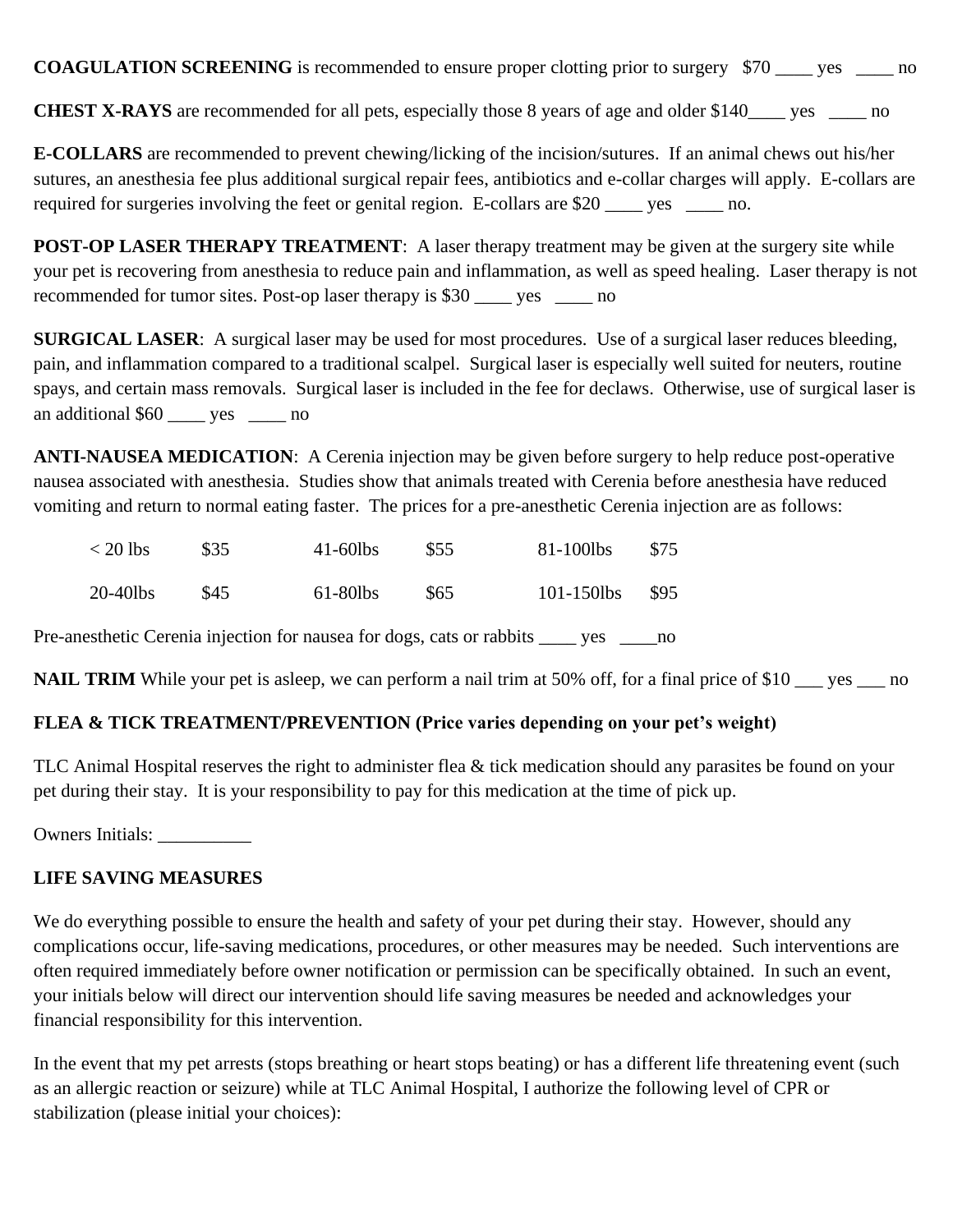**COAGULATION SCREENING** is recommended to ensure proper clotting prior to surgery $70 ____ yes ____ no

**CHEST X-RAYS** are recommended for all pets, especially those 8 years of age and older $140____ yes ____ no

**E-COLLARS** are recommended to prevent chewing/licking of the incision/sutures. If an animal chews out his/her sutures, an anesthesia fee plus additional surgical repair fees, antibiotics and e-collar charges will apply. E-collars are required for surgeries involving the feet or genital region. E-collars are $20 ____ yes ____ no.

**POST-OP LASER THERAPY TREATMENT**: A laser therapy treatment may be given at the surgery site while your pet is recovering from anesthesia to reduce pain and inflammation, as well as speed healing. Laser therapy is not recommended for tumor sites. Post-op laser therapy is $30 ____ yes ____ no

**SURGICAL LASER**: A surgical laser may be used for most procedures. Use of a surgical laser reduces bleeding, pain, and inflammation compared to a traditional scalpel. Surgical laser is especially well suited for neuters, routine spays, and certain mass removals. Surgical laser is included in the fee for declaws. Otherwise, use of surgical laser is an additional $60 ____ yes ____ no

**ANTI-NAUSEA MEDICATION**: A Cerenia injection may be given before surgery to help reduce post-operative nausea associated with anesthesia. Studies show that animals treated with Cerenia before anesthesia have reduced vomiting and return to normal eating faster. The prices for a pre-anesthetic Cerenia injection are as follows:

| | | | | | |
|---|---|---|---|---|---|
| < 20 lbs | $35 | 41-60lbs | $55 | 81-100lbs | $75 |
| 20-40lbs | $45 | 61-80lbs | $65 | 101-150lbs | $95 |

Pre-anesthetic Cerenia injection for nausea for dogs, cats or rabbits ____ yes ____no

**NAIL TRIM** While your pet is asleep, we can perform a nail trim at 50% off, for a final price of $10 ___ yes ___ no

**FLEA & TICK TREATMENT/PREVENTION (Price varies depending on your pet's weight)**

TLC Animal Hospital reserves the right to administer flea & tick medication should any parasites be found on your pet during their stay. It is your responsibility to pay for this medication at the time of pick up.

Owners Initials: __________

**LIFE SAVING MEASURES**

We do everything possible to ensure the health and safety of your pet during their stay. However, should any complications occur, life-saving medications, procedures, or other measures may be needed. Such interventions are often required immediately before owner notification or permission can be specifically obtained. In such an event, your initials below will direct our intervention should life saving measures be needed and acknowledges your financial responsibility for this intervention.

In the event that my pet arrests (stops breathing or heart stops beating) or has a different life threatening event (such as an allergic reaction or seizure) while at TLC Animal Hospital, I authorize the following level of CPR or stabilization (please initial your choices):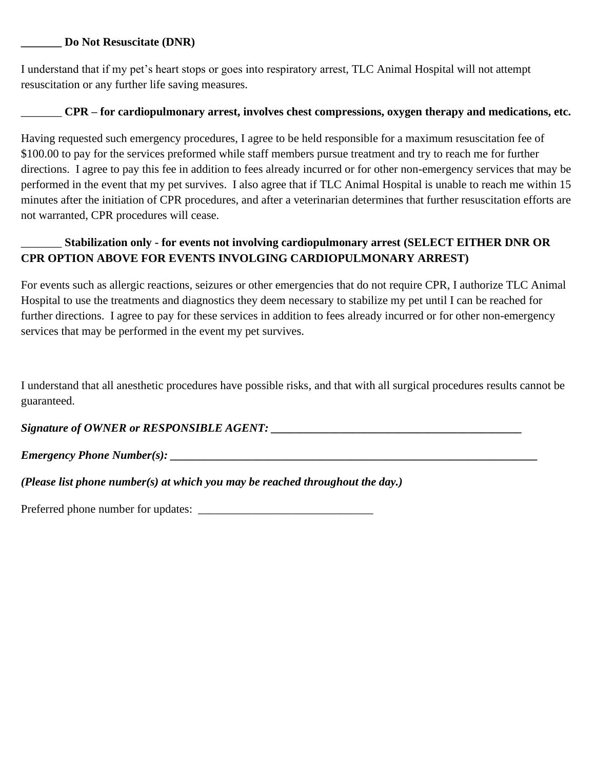**_______ Do Not Resuscitate (DNR)**

I understand that if my pet's heart stops or goes into respiratory arrest, TLC Animal Hospital will not attempt resuscitation or any further life saving measures.

_______ **CPR – for cardiopulmonary arrest, involves chest compressions, oxygen therapy and medications, etc.**

Having requested such emergency procedures, I agree to be held responsible for a maximum resuscitation fee of $100.00 to pay for the services preformed while staff members pursue treatment and try to reach me for further directions. I agree to pay this fee in addition to fees already incurred or for other non-emergency services that may be performed in the event that my pet survives. I also agree that if TLC Animal Hospital is unable to reach me within 15 minutes after the initiation of CPR procedures, and after a veterinarian determines that further resuscitation efforts are not warranted, CPR procedures will cease.

_______ **Stabilization only - for events not involving cardiopulmonary arrest (SELECT EITHER DNR OR CPR OPTION ABOVE FOR EVENTS INVOLGING CARDIOPULMONARY ARREST)**

For events such as allergic reactions, seizures or other emergencies that do not require CPR, I authorize TLC Animal Hospital to use the treatments and diagnostics they deem necessary to stabilize my pet until I can be reached for further directions. I agree to pay for these services in addition to fees already incurred or for other non-emergency services that may be performed in the event my pet survives.

I understand that all anesthetic procedures have possible risks, and that with all surgical procedures results cannot be guaranteed.

***Signature of OWNER or RESPONSIBLE AGENT: ___________________________________________***

***Emergency Phone Number(s): ______________________________________________________________***

***(Please list phone number(s) at which you may be reached throughout the day.)***

Preferred phone number for updates: ______________________________